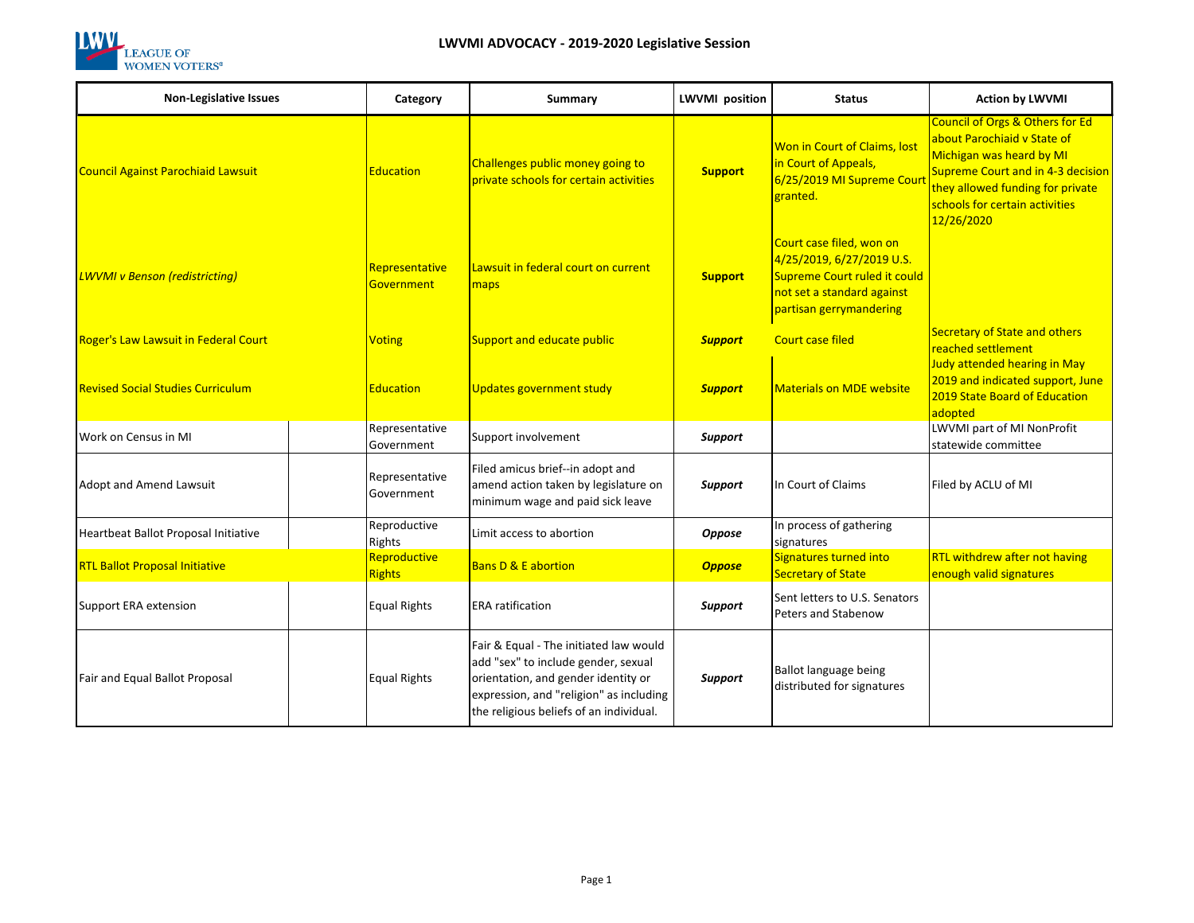# LWVMI ADVOCACY - 2019-2020 Legislative Session

| Non-Legislative Issues | Category | Summary | LWVMI position | Status | Action by LWVMI |
|---|---|---|---|---|---|
| Council Against Parochiaid Lawsuit | Education | Challenges public money going to private schools for certain activities | **Support** | Won in Court of Claims, lost in Court of Appeals, 6/25/2019 MI Supreme Court granted. | Council of Orgs & Others for Ed about Parochiaid v State of Michigan was heard by MI Supreme Court and in 4-3 decision they allowed funding for private schools for certain activities 12/26/2020 |
| *LWVMI v Benson (redistricting)* | Representative Government | Lawsuit in federal court on current maps | **Support** | Court case filed, won on 4/25/2019, 6/27/2019 U.S. Supreme Court ruled it could not set a standard against partisan gerrymandering | |
| Roger's Law Lawsuit in Federal Court | Voting | Support and educate public | ***Support*** | Court case filed | Secretary of State and others reached settlement |
| Revised Social Studies Curriculum | Education | Updates government study | ***Support*** | Materials on MDE website | Judy attended hearing in May 2019 and indicated support, June 2019 State Board of Education adopted |
| Work on Census in MI | Representative Government | Support involvement | ***Support*** | | LWVMI part of MI NonProfit statewide committee |
| Adopt and Amend Lawsuit | Representative Government | Filed amicus brief--in adopt and amend action taken by legislature on minimum wage and paid sick leave | ***Support*** | In Court of Claims | Filed by ACLU of MI |
| Heartbeat Ballot Proposal Initiative | Reproductive Rights | Limit access to abortion | ***Oppose*** | In process of gathering signatures | |
| RTL Ballot Proposal Initiative | Reproductive Rights | Bans D & E abortion | ***Oppose*** | Signatures turned into Secretary of State | RTL withdrew after not having enough valid signatures |
| Support ERA extension | Equal Rights | ERA ratification | ***Support*** | Sent letters to U.S. Senators Peters and Stabenow | |
| Fair and Equal Ballot Proposal | Equal Rights | Fair & Equal - The initiated law would add "sex" to include gender, sexual orientation, and gender identity or expression, and "religion" as including the religious beliefs of an individual. | ***Support*** | Ballot language being distributed for signatures | |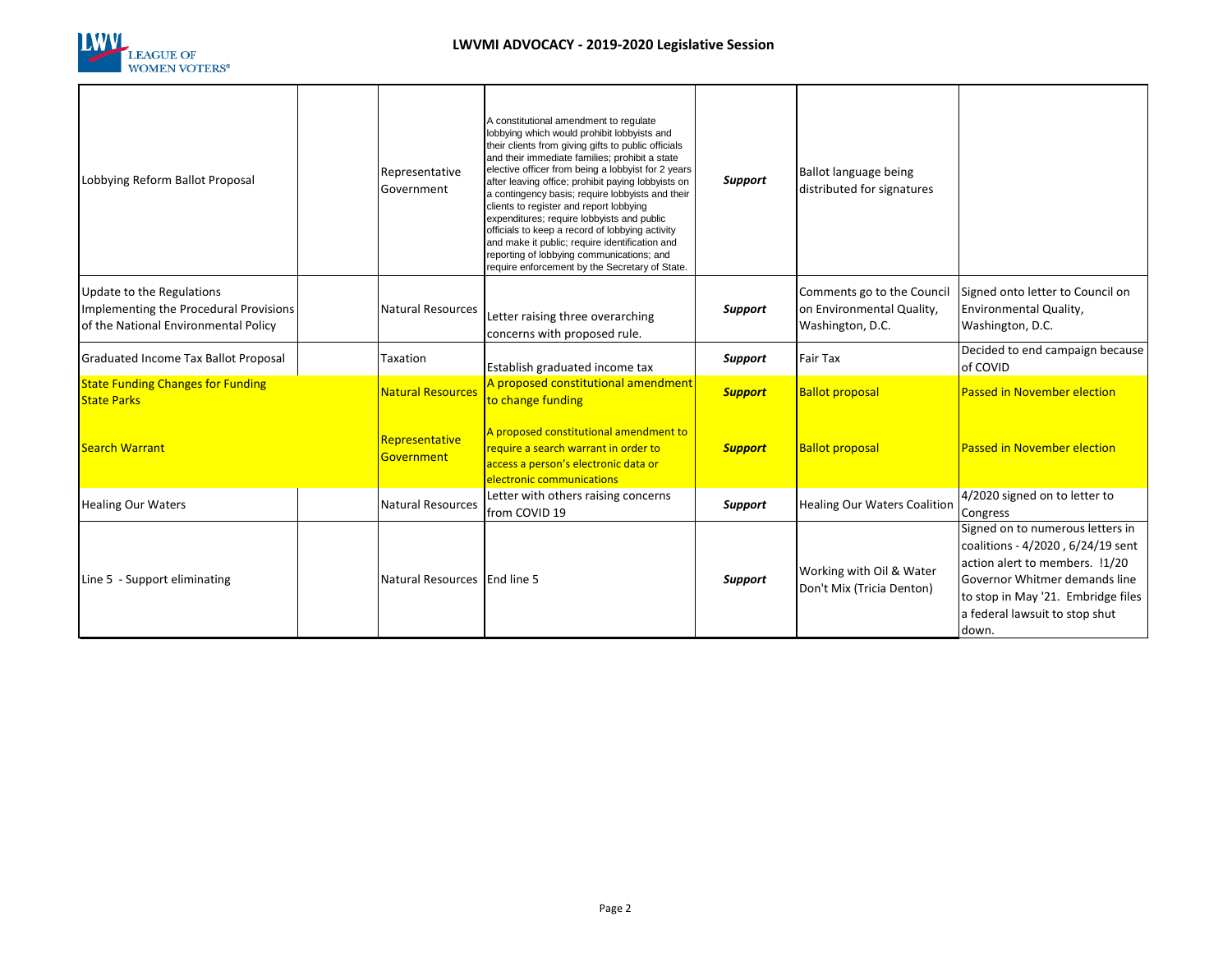## LWVMI ADVOCACY - 2019-2020 Legislative Session

| | | | | | | |
|---|---|---|---|---|---|---|
| Lobbying Reform Ballot Proposal | | Representative Government | A constitutional amendment to regulate lobbying which would prohibit lobbyists and their clients from giving gifts to public officials and their immediate families; prohibit a state elective officer from being a lobbyist for 2 years after leaving office; prohibit paying lobbyists on a contingency basis; require lobbyists and their clients to register and report lobbying expenditures; require lobbyists and public officials to keep a record of lobbying activity and make it public; require identification and reporting of lobbying communications; and require enforcement by the Secretary of State. | ***Support*** | Ballot language being distributed for signatures | |
| Update to the Regulations Implementing the Procedural Provisions of the National Environmental Policy | | Natural Resources | Letter raising three overarching concerns with proposed rule. | ***Support*** | Comments go to the Council on Environmental Quality, Washington, D.C. | Signed onto letter to Council on Environmental Quality, Washington, D.C. |
| Graduated Income Tax Ballot Proposal | | Taxation | Establish graduated income tax | ***Support*** | Fair Tax | Decided to end campaign because of COVID |
| State Funding Changes for Funding State Parks | | Natural Resources | A proposed constitutional amendment to change funding | ***Support*** | Ballot proposal | Passed in November election |
| Search Warrant | | Representative Government | A proposed constitutional amendment to require a search warrant in order to access a person's electronic data or electronic communications | ***Support*** | Ballot proposal | Passed in November election |
| Healing Our Waters | | Natural Resources | Letter with others raising concerns from COVID 19 | ***Support*** | Healing Our Waters Coalition | 4/2020 signed on to letter to Congress |
| Line 5 - Support eliminating | | Natural Resources | End line 5 | ***Support*** | Working with Oil & Water Don't Mix (Tricia Denton) | Signed on to numerous letters in coalitions - 4/2020 , 6/24/19 sent action alert to members. !1/20 Governor Whitmer demands line to stop in May '21. Embridge files a federal lawsuit to stop shut down. |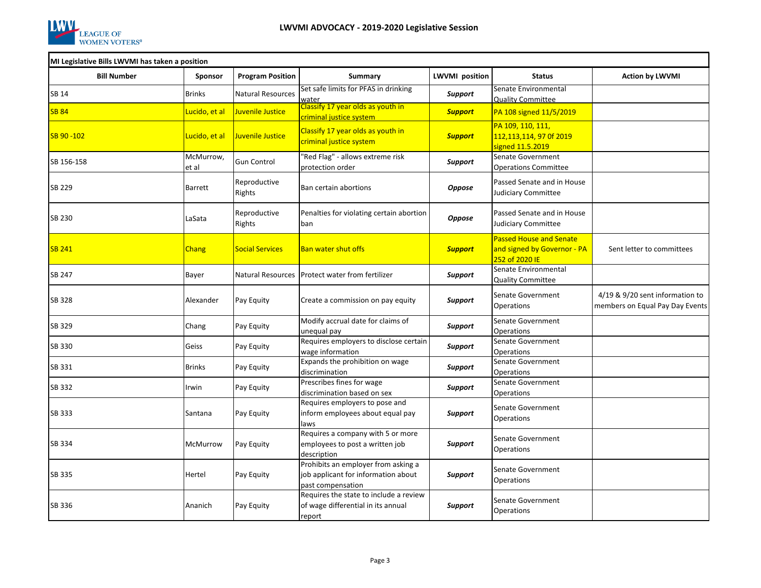# LWVMI ADVOCACY - 2019-2020 Legislative Session

**MI Legislative Bills LWVMI has taken a position**

| Bill Number | Sponsor | Program Position | Summary | LWVMI position | Status | Action by LWVMI |
|---|---|---|---|---|---|---|
| SB 14 | Brinks | Natural Resources | Set safe limits for PFAS in drinking water | ***Support*** | Senate Environmental Quality Committee | |
| SB 84 | Lucido, et al | Juvenile Justice | Classify 17 year olds as youth in criminal justice system | ***Support*** | PA 108 signed 11/5/2019 | |
| SB 90 -102 | Lucido, et al | Juvenile Justice | Classify 17 year olds as youth in criminal justice system | ***Support*** | PA 109, 110, 111, 112,113,114, 97 0f 2019 signed 11.5.2019 | |
| SB 156-158 | McMurrow, et al | Gun Control | "Red Flag" - allows extreme risk protection order | ***Support*** | Senate Government Operations Committee | |
| SB 229 | Barrett | Reproductive Rights | Ban certain abortions | ***Oppose*** | Passed Senate and in House Judiciary Committee | |
| SB 230 | LaSata | Reproductive Rights | Penalties for violating certain abortion ban | ***Oppose*** | Passed Senate and in House Judiciary Committee | |
| SB 241 | Chang | Social Services | Ban water shut offs | ***Support*** | Passed House and Senate and signed by Governor - PA 252 of 2020 IE | Sent letter to committees |
| SB 247 | Bayer | Natural Resources | Protect water from fertilizer | ***Support*** | Senate Environmental Quality Committee | |
| SB 328 | Alexander | Pay Equity | Create a commission on pay equity | ***Support*** | Senate Government Operations | 4/19 & 9/20 sent information to members on Equal Pay Day Events |
| SB 329 | Chang | Pay Equity | Modify accrual date for claims of unequal pay | ***Support*** | Senate Government Operations | |
| SB 330 | Geiss | Pay Equity | Requires employers to disclose certain wage information | ***Support*** | Senate Government Operations | |
| SB 331 | Brinks | Pay Equity | Expands the prohibition on wage discrimination | ***Support*** | Senate Government Operations | |
| SB 332 | Irwin | Pay Equity | Prescribes fines for wage discrimination based on sex | ***Support*** | Senate Government Operations | |
| SB 333 | Santana | Pay Equity | Requires employers to pose and inform employees about equal pay laws | ***Support*** | Senate Government Operations | |
| SB 334 | McMurrow | Pay Equity | Requires a company with 5 or more employees to post a written job description | ***Support*** | Senate Government Operations | |
| SB 335 | Hertel | Pay Equity | Prohibits an employer from asking a job applicant for information about past compensation | ***Support*** | Senate Government Operations | |
| SB 336 | Ananich | Pay Equity | Requires the state to include a review of wage differential in its annual report | ***Support*** | Senate Government Operations | |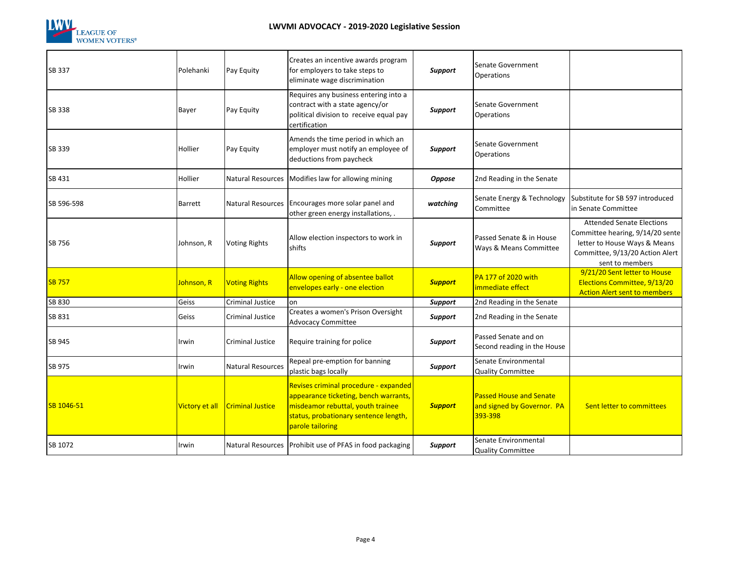| | | | | | | |
|---|---|---|---|---|---|---|
| SB 337 | Polehanki | Pay Equity | Creates an incentive awards program for employers to take steps to eliminate wage discrimination | ***Support*** | Senate Government Operations | |
| SB 338 | Bayer | Pay Equity | Requires any business entering into a contract with a state agency/or political division to receive equal pay certification | ***Support*** | Senate Government Operations | |
| SB 339 | Hollier | Pay Equity | Amends the time period in which an employer must notify an employee of deductions from paycheck | ***Support*** | Senate Government Operations | |
| SB 431 | Hollier | Natural Resources | Modifies law for allowing mining | ***Oppose*** | 2nd Reading in the Senate | |
| SB 596-598 | Barrett | Natural Resources | Encourages more solar panel and other green energy installations, . | ***watching*** | Senate Energy & Technology Committee | Substitute for SB 597 introduced in Senate Committee |
| SB 756 | Johnson, R | Voting Rights | Allow election inspectors to work in shifts | ***Support*** | Passed Senate & in House Ways & Means Committee | Attended Senate Elections Committee hearing, 9/14/20 sente letter to House Ways & Means Committee, 9/13/20 Action Alert sent to members |
| SB 757 | Johnson, R | Voting Rights | Allow opening of absentee ballot envelopes early - one election | ***Support*** | PA 177 of 2020 with immediate effect | 9/21/20 Sent letter to House Elections Committee, 9/13/20 Action Alert sent to members |
| SB 830 | Geiss | Criminal Justice | on | ***Support*** | 2nd Reading in the Senate | |
| SB 831 | Geiss | Criminal Justice | Creates a women's Prison Oversight Advocacy Committee | ***Support*** | 2nd Reading in the Senate | |
| SB 945 | Irwin | Criminal Justice | Require training for police | ***Support*** | Passed Senate and on Second reading in the House | |
| SB 975 | Irwin | Natural Resources | Repeal pre-emption for banning plastic bags locally | ***Support*** | Senate Environmental Quality Committee | |
| SB 1046-51 | Victory et all | Criminal Justice | Revises criminal procedure - expanded appearance ticketing, bench warrants, misdeamor rebuttal, youth trainee status, probationary sentence length, parole tailoring | ***Support*** | Passed House and Senate and signed by Governor. PA 393-398 | Sent letter to committees |
| SB 1072 | Irwin | Natural Resources | Prohibit use of PFAS in food packaging | ***Support*** | Senate Environmental Quality Committee | |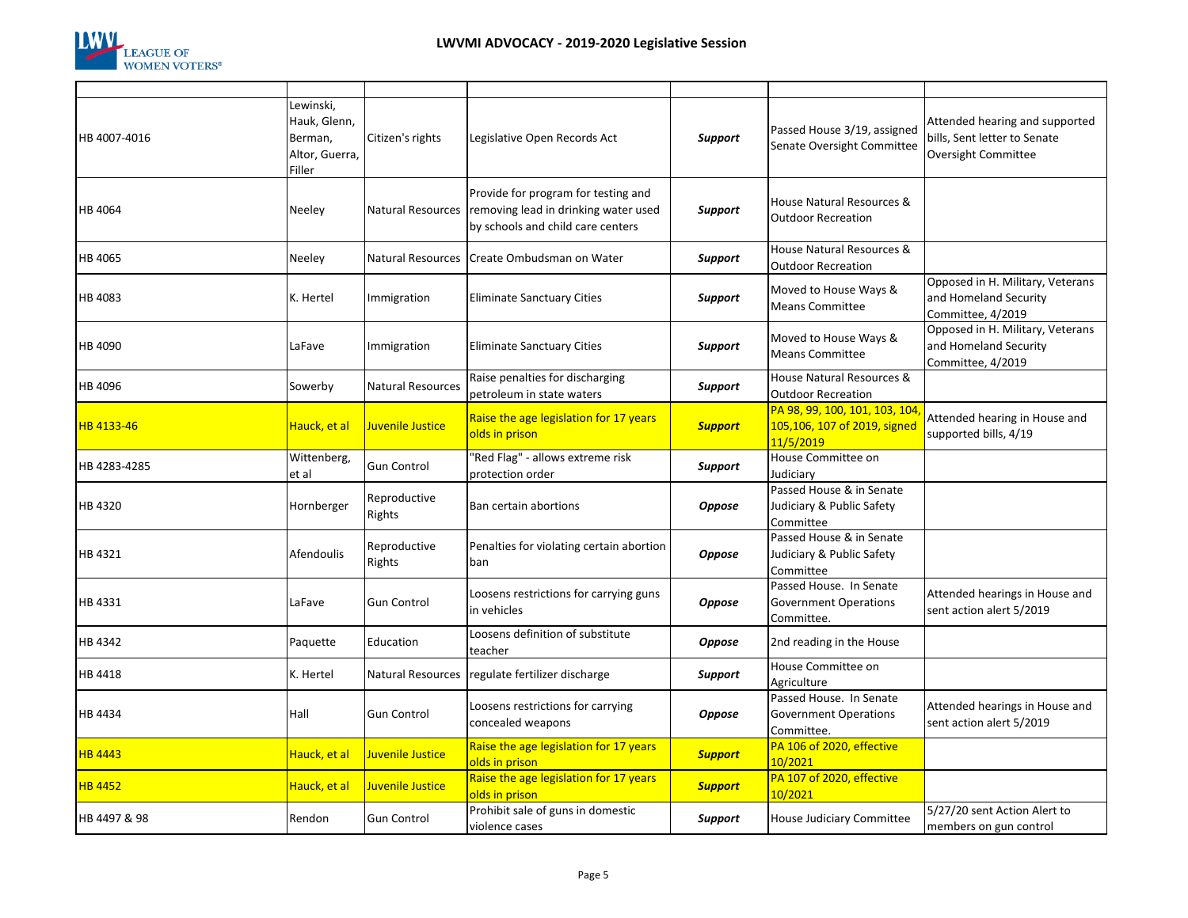| | | | | | | |
|---|---|---|---|---|---|---|
| HB 4007-4016 | Lewinski, Hauk, Glenn, Berman, Altor, Guerra, Filler | Citizen's rights | Legislative Open Records Act | ***Support*** | Passed House 3/19, assigned Senate Oversight Committee | Attended hearing and supported bills, Sent letter to Senate Oversight Committee |
| HB 4064 | Neeley | Natural Resources | Provide for program for testing and removing lead in drinking water used by schools and child care centers | ***Support*** | House Natural Resources & Outdoor Recreation | |
| HB 4065 | Neeley | Natural Resources | Create Ombudsman on Water | ***Support*** | House Natural Resources & Outdoor Recreation | |
| HB 4083 | K. Hertel | Immigration | Eliminate Sanctuary Cities | ***Support*** | Moved to House Ways & Means Committee | Opposed in H. Military, Veterans and Homeland Security Committee, 4/2019 |
| HB 4090 | LaFave | Immigration | Eliminate Sanctuary Cities | ***Support*** | Moved to House Ways & Means Committee | Opposed in H. Military, Veterans and Homeland Security Committee, 4/2019 |
| HB 4096 | Sowerby | Natural Resources | Raise penalties for discharging petroleum in state waters | ***Support*** | House Natural Resources & Outdoor Recreation | |
| HB 4133-46 | Hauck, et al | Juvenile Justice | Raise the age legislation for 17 years olds in prison | ***Support*** | PA 98, 99, 100, 101, 103, 104, 105,106, 107 of 2019, signed 11/5/2019 | Attended hearing in House and supported bills, 4/19 |
| HB 4283-4285 | Wittenberg, et al | Gun Control | "Red Flag" - allows extreme risk protection order | ***Support*** | House Committee on Judiciary | |
| HB 4320 | Hornberger | Reproductive Rights | Ban certain abortions | ***Oppose*** | Passed House & in Senate Judiciary & Public Safety Committee | |
| HB 4321 | Afendoulis | Reproductive Rights | Penalties for violating certain abortion ban | ***Oppose*** | Passed House & in Senate Judiciary & Public Safety Committee | |
| HB 4331 | LaFave | Gun Control | Loosens restrictions for carrying guns in vehicles | ***Oppose*** | Passed House. In Senate Government Operations Committee. | Attended hearings in House and sent action alert 5/2019 |
| HB 4342 | Paquette | Education | Loosens definition of substitute teacher | ***Oppose*** | 2nd reading in the House | |
| HB 4418 | K. Hertel | Natural Resources | regulate fertilizer discharge | ***Support*** | House Committee on Agriculture | |
| HB 4434 | Hall | Gun Control | Loosens restrictions for carrying concealed weapons | ***Oppose*** | Passed House. In Senate Government Operations Committee. | Attended hearings in House and sent action alert 5/2019 |
| HB 4443 | Hauck, et al | Juvenile Justice | Raise the age legislation for 17 years olds in prison | ***Support*** | PA 106 of 2020, effective 10/2021 | |
| HB 4452 | Hauck, et al | Juvenile Justice | Raise the age legislation for 17 years olds in prison | ***Support*** | PA 107 of 2020, effective 10/2021 | |
| HB 4497 & 98 | Rendon | Gun Control | Prohibit sale of guns in domestic violence cases | ***Support*** | House Judiciary Committee | 5/27/20 sent Action Alert to members on gun control |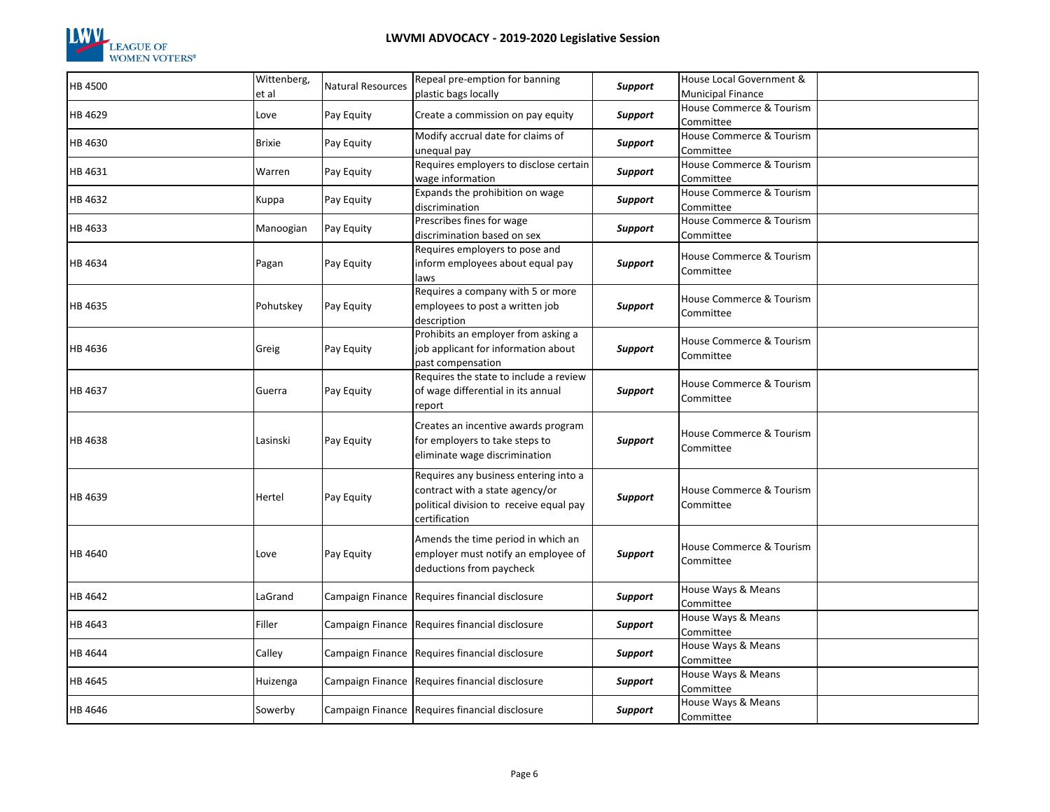| HB 4500 | Wittenberg, et al | Natural Resources | Repeal pre-emption for banning plastic bags locally | ***Support*** | House Local Government & Municipal Finance | |
|---|---|---|---|---|---|---|
| HB 4629 | Love | Pay Equity | Create a commission on pay equity | ***Support*** | House Commerce & Tourism Committee | |
| HB 4630 | Brixie | Pay Equity | Modify accrual date for claims of unequal pay | ***Support*** | House Commerce & Tourism Committee | |
| HB 4631 | Warren | Pay Equity | Requires employers to disclose certain wage information | ***Support*** | House Commerce & Tourism Committee | |
| HB 4632 | Kuppa | Pay Equity | Expands the prohibition on wage discrimination | ***Support*** | House Commerce & Tourism Committee | |
| HB 4633 | Manoogian | Pay Equity | Prescribes fines for wage discrimination based on sex | ***Support*** | House Commerce & Tourism Committee | |
| HB 4634 | Pagan | Pay Equity | Requires employers to pose and inform employees about equal pay laws | ***Support*** | House Commerce & Tourism Committee | |
| HB 4635 | Pohutskey | Pay Equity | Requires a company with 5 or more employees to post a written job description | ***Support*** | House Commerce & Tourism Committee | |
| HB 4636 | Greig | Pay Equity | Prohibits an employer from asking a job applicant for information about past compensation | ***Support*** | House Commerce & Tourism Committee | |
| HB 4637 | Guerra | Pay Equity | Requires the state to include a review of wage differential in its annual report | ***Support*** | House Commerce & Tourism Committee | |
| HB 4638 | Lasinski | Pay Equity | Creates an incentive awards program for employers to take steps to eliminate wage discrimination | ***Support*** | House Commerce & Tourism Committee | |
| HB 4639 | Hertel | Pay Equity | Requires any business entering into a contract with a state agency/or political division to receive equal pay certification | ***Support*** | House Commerce & Tourism Committee | |
| HB 4640 | Love | Pay Equity | Amends the time period in which an employer must notify an employee of deductions from paycheck | ***Support*** | House Commerce & Tourism Committee | |
| HB 4642 | LaGrand | Campaign Finance | Requires financial disclosure | ***Support*** | House Ways & Means Committee | |
| HB 4643 | Filler | Campaign Finance | Requires financial disclosure | ***Support*** | House Ways & Means Committee | |
| HB 4644 | Calley | Campaign Finance | Requires financial disclosure | ***Support*** | House Ways & Means Committee | |
| HB 4645 | Huizenga | Campaign Finance | Requires financial disclosure | ***Support*** | House Ways & Means Committee | |
| HB 4646 | Sowerby | Campaign Finance | Requires financial disclosure | ***Support*** | House Ways & Means Committee | |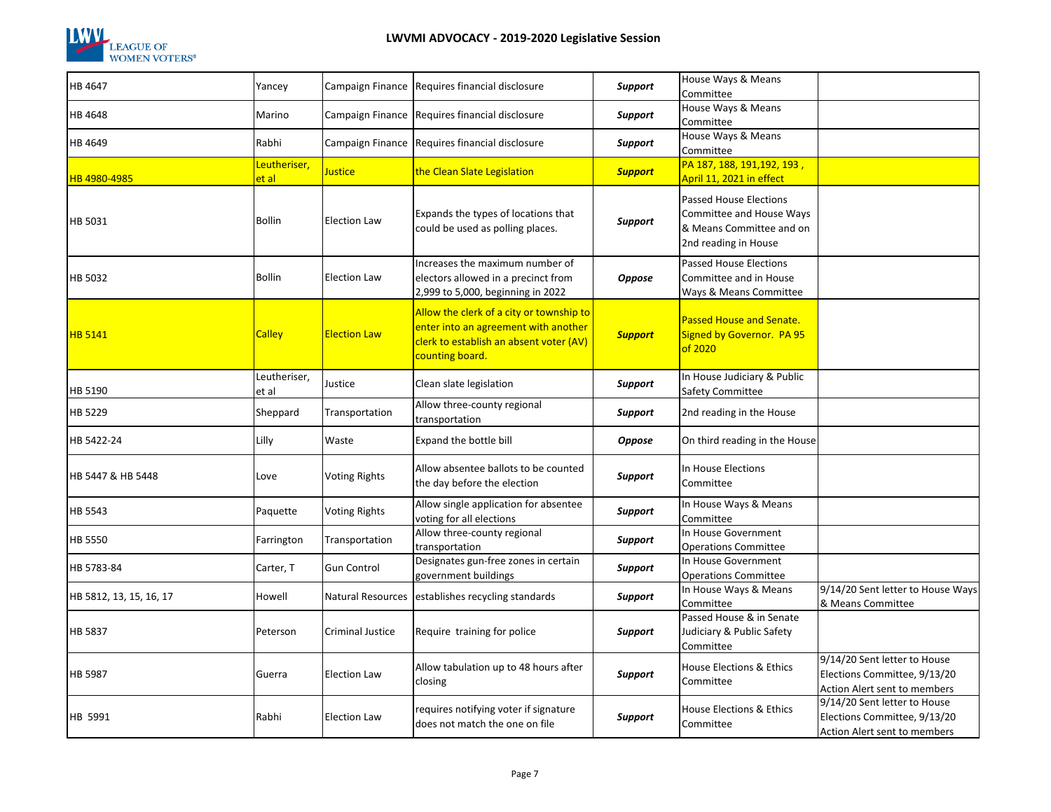| | | | | | | |
|---|---|---|---|---|---|---|
| HB 4647 | Yancey | Campaign Finance | Requires financial disclosure | ***Support*** | House Ways & Means Committee | |
| HB 4648 | Marino | Campaign Finance | Requires financial disclosure | ***Support*** | House Ways & Means Committee | |
| HB 4649 | Rabhi | Campaign Finance | Requires financial disclosure | ***Support*** | House Ways & Means Committee | |
| HB 4980-4985 | Leutheriser, et al | Justice | the Clean Slate Legislation | ***Support*** | PA 187, 188, 191,192, 193 , April 11, 2021 in effect | |
| HB 5031 | Bollin | Election Law | Expands the types of locations that could be used as polling places. | ***Support*** | Passed House Elections Committee and House Ways & Means Committee and on 2nd reading in House | |
| HB 5032 | Bollin | Election Law | Increases the maximum number of electors allowed in a precinct from 2,999 to 5,000, beginning in 2022 | ***Oppose*** | Passed House Elections Committee and in House Ways & Means Committee | |
| HB 5141 | Calley | Election Law | Allow the clerk of a city or township to enter into an agreement with another clerk to establish an absent voter (AV) counting board. | ***Support*** | Passed House and Senate. Signed by Governor. PA 95 of 2020 | |
| HB 5190 | Leutheriser, et al | Justice | Clean slate legislation | ***Support*** | In House Judiciary & Public Safety Committee | |
| HB 5229 | Sheppard | Transportation | Allow three-county regional transportation | ***Support*** | 2nd reading in the House | |
| HB 5422-24 | Lilly | Waste | Expand the bottle bill | ***Oppose*** | On third reading in the House | |
| HB 5447 & HB 5448 | Love | Voting Rights | Allow absentee ballots to be counted the day before the election | ***Support*** | In House Elections Committee | |
| HB 5543 | Paquette | Voting Rights | Allow single application for absentee voting for all elections | ***Support*** | In House Ways & Means Committee | |
| HB 5550 | Farrington | Transportation | Allow three-county regional transportation | ***Support*** | In House Government Operations Committee | |
| HB 5783-84 | Carter, T | Gun Control | Designates gun-free zones in certain government buildings | ***Support*** | In House Government Operations Committee | |
| HB 5812, 13, 15, 16, 17 | Howell | Natural Resources | establishes recycling standards | ***Support*** | In House Ways & Means Committee | 9/14/20 Sent letter to House Ways & Means Committee |
| HB 5837 | Peterson | Criminal Justice | Require training for police | ***Support*** | Passed House & in Senate Judiciary & Public Safety Committee | |
| HB 5987 | Guerra | Election Law | Allow tabulation up to 48 hours after closing | ***Support*** | House Elections & Ethics Committee | 9/14/20 Sent letter to House Elections Committee, 9/13/20 Action Alert sent to members |
| HB 5991 | Rabhi | Election Law | requires notifying voter if signature does not match the one on file | ***Support*** | House Elections & Ethics Committee | 9/14/20 Sent letter to House Elections Committee, 9/13/20 Action Alert sent to members |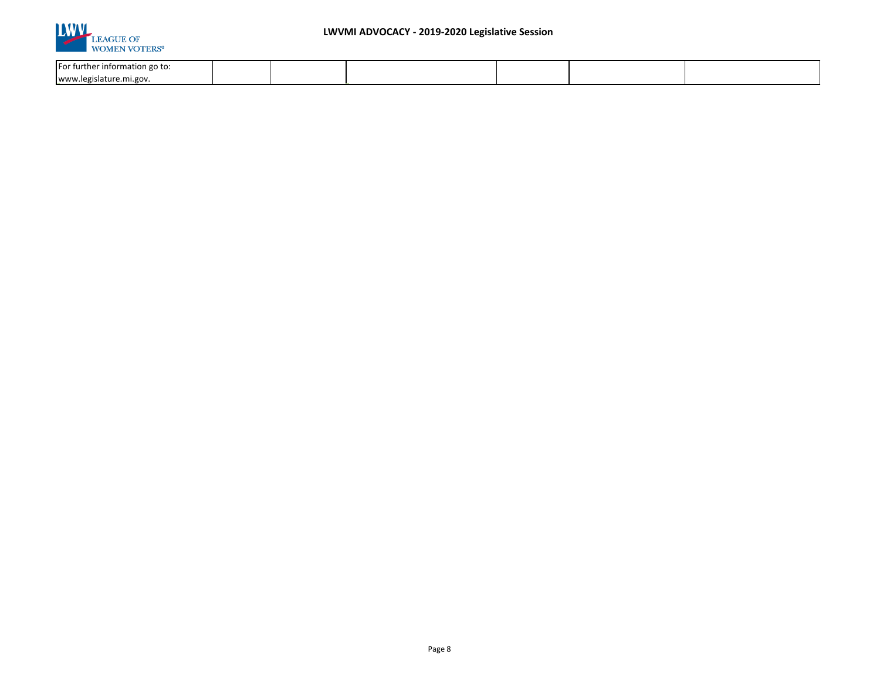| | | | | | | |
|---|---|---|---|---|---|---|
| For further information go to: www.legislature.mi.gov. | | | | | | |